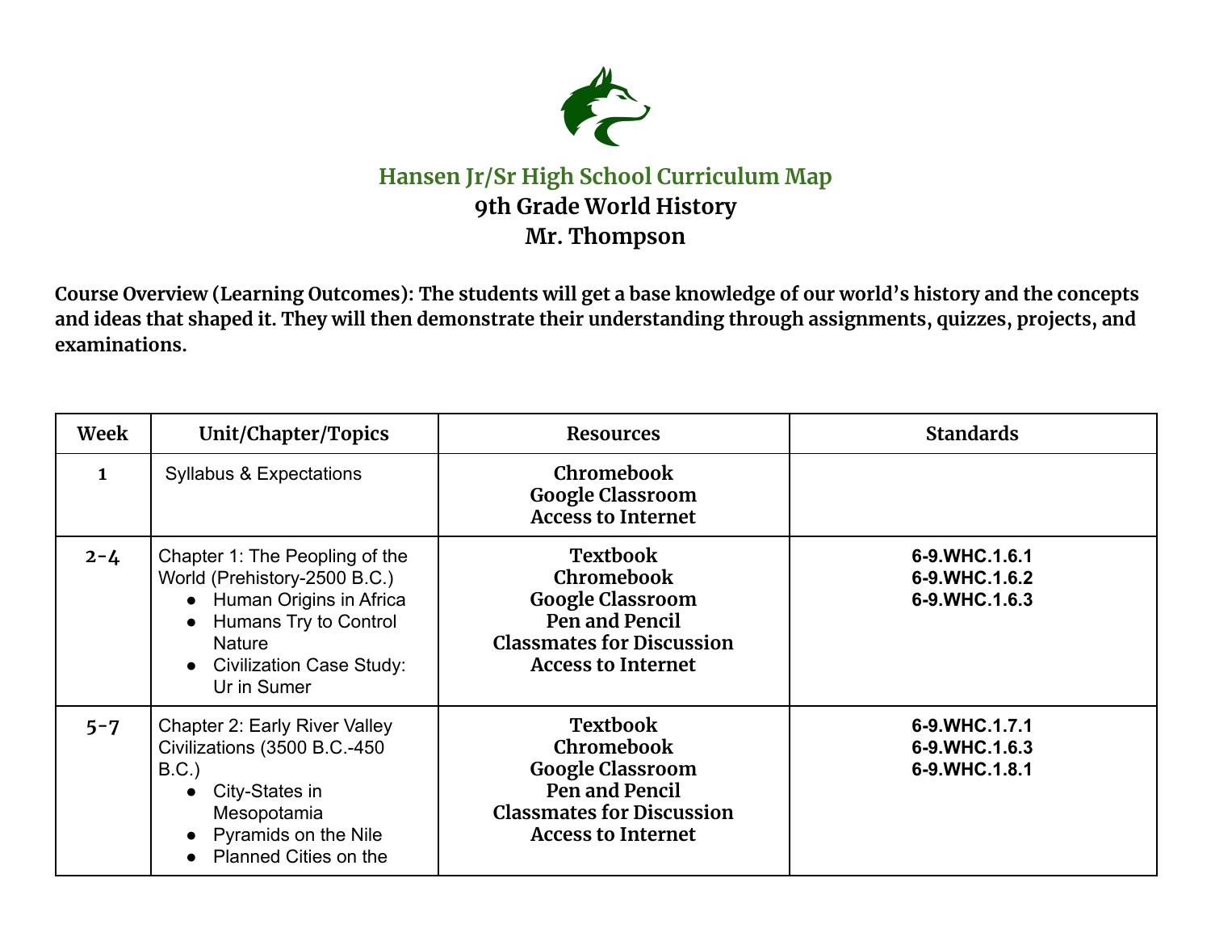# Hansen Jr/Sr High School Curriculum Map

## 9th Grade World History

## Mr. Thompson

**Course Overview (Learning Outcomes): The students will get a base knowledge of our world's history and the concepts and ideas that shaped it. They will then demonstrate their understanding through assignments, quizzes, projects, and examinations.**

| Week | Unit/Chapter/Topics | Resources | Standards |
|---|---|---|---|
| 1 | Syllabus & Expectations | **Chromebook**<br>**Google Classroom**<br>**Access to Internet** | |
| 2-4 | Chapter 1: The Peopling of the World (Prehistory-2500 B.C.)<br>● Human Origins in Africa<br>● Humans Try to Control Nature<br>● Civilization Case Study: Ur in Sumer | **Textbook**<br>**Chromebook**<br>**Google Classroom**<br>**Pen and Pencil**<br>**Classmates for Discussion**<br>**Access to Internet** | **6-9.WHC.1.6.1**<br>**6-9.WHC.1.6.2**<br>**6-9.WHC.1.6.3** |
| 5-7 | Chapter 2: Early River Valley Civilizations (3500 B.C.-450 B.C.)<br>● City-States in Mesopotamia<br>● Pyramids on the Nile<br>● Planned Cities on the | **Textbook**<br>**Chromebook**<br>**Google Classroom**<br>**Pen and Pencil**<br>**Classmates for Discussion**<br>**Access to Internet** | **6-9.WHC.1.7.1**<br>**6-9.WHC.1.6.3**<br>**6-9.WHC.1.8.1** |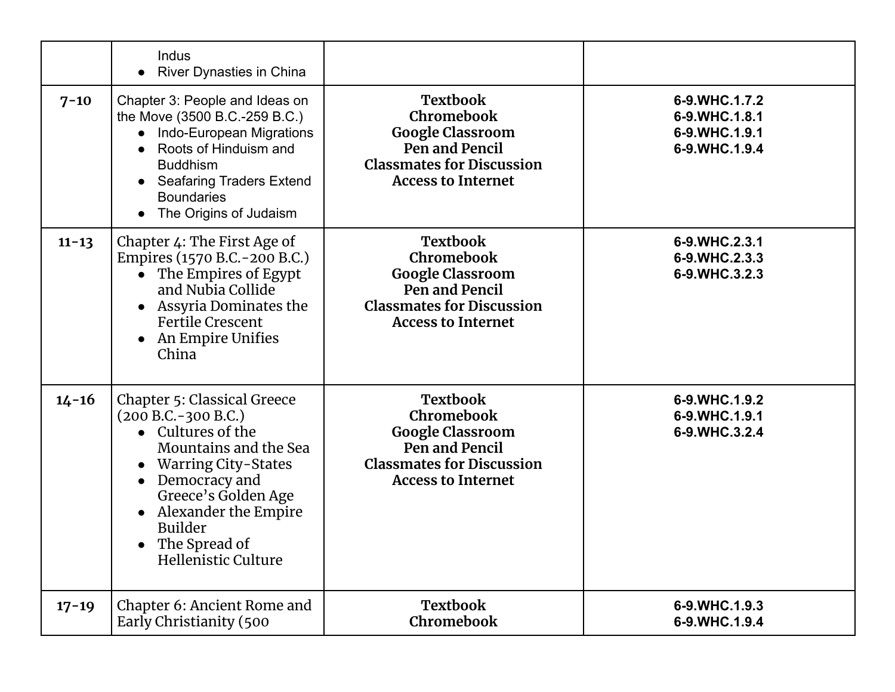| | | | |
|---|---|---|---|
| | Indus<br>• River Dynasties in China | | |
| 7-10 | Chapter 3: People and Ideas on the Move (3500 B.C.-259 B.C.)<br>• Indo-European Migrations<br>• Roots of Hinduism and Buddhism<br>• Seafaring Traders Extend Boundaries<br>• The Origins of Judaism | **Textbook**<br>**Chromebook**<br>**Google Classroom**<br>**Pen and Pencil**<br>**Classmates for Discussion**<br>**Access to Internet** | **6-9.WHC.1.7.2**<br>**6-9.WHC.1.8.1**<br>**6-9.WHC.1.9.1**<br>**6-9.WHC.1.9.4** |
| 11-13 | Chapter 4: The First Age of Empires (1570 B.C.-200 B.C.)<br>• The Empires of Egypt and Nubia Collide<br>• Assyria Dominates the Fertile Crescent<br>• An Empire Unifies China | **Textbook**<br>**Chromebook**<br>**Google Classroom**<br>**Pen and Pencil**<br>**Classmates for Discussion**<br>**Access to Internet** | **6-9.WHC.2.3.1**<br>**6-9.WHC.2.3.3**<br>**6-9.WHC.3.2.3** |
| 14-16 | Chapter 5: Classical Greece (200 B.C.-300 B.C.)<br>• Cultures of the Mountains and the Sea<br>• Warring City-States<br>• Democracy and Greece's Golden Age<br>• Alexander the Empire Builder<br>• The Spread of Hellenistic Culture | **Textbook**<br>**Chromebook**<br>**Google Classroom**<br>**Pen and Pencil**<br>**Classmates for Discussion**<br>**Access to Internet** | **6-9.WHC.1.9.2**<br>**6-9.WHC.1.9.1**<br>**6-9.WHC.3.2.4** |
| 17-19 | Chapter 6: Ancient Rome and Early Christianity (500 | **Textbook**<br>**Chromebook** | **6-9.WHC.1.9.3**<br>**6-9.WHC.1.9.4** |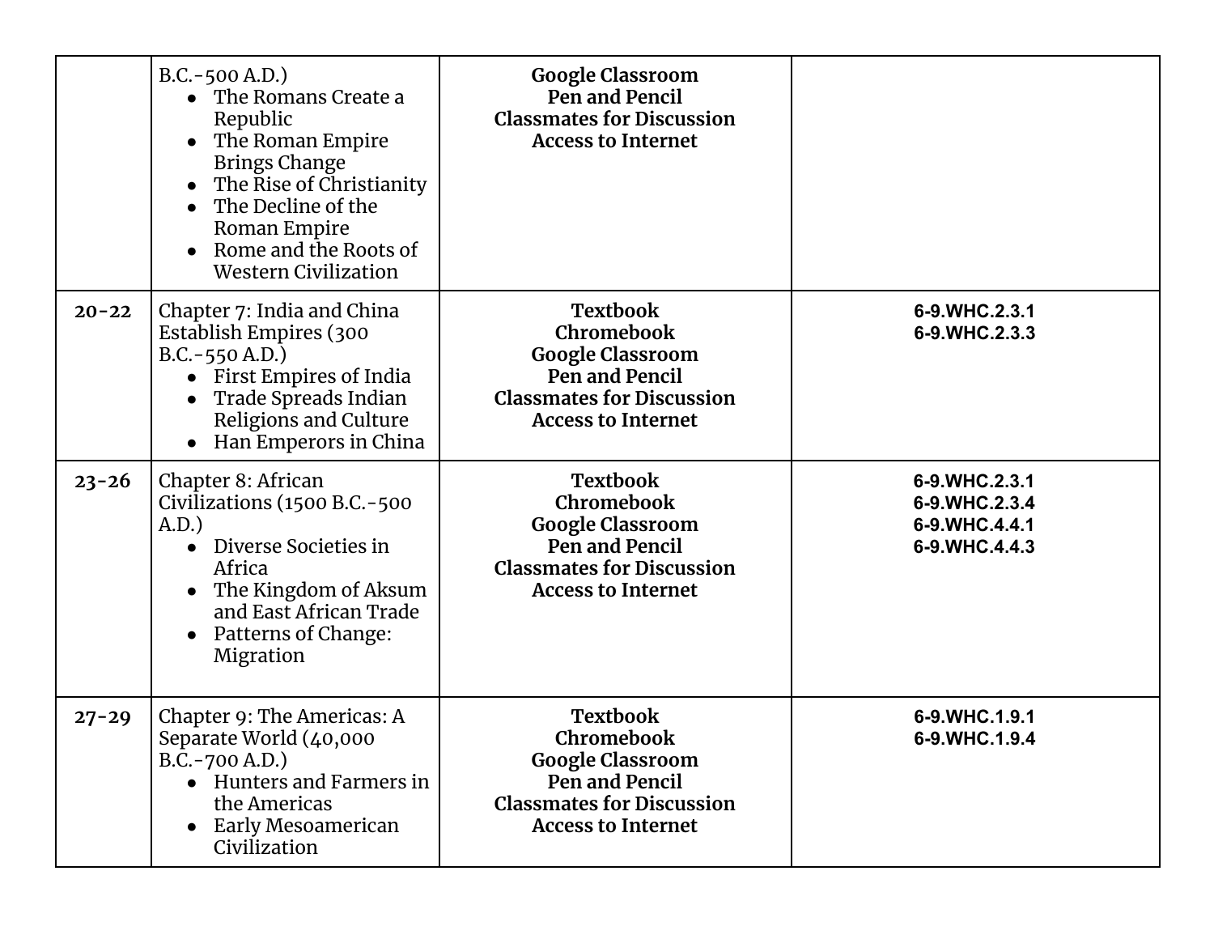| | | | |
|---|---|---|---|
| | B.C.-500 A.D.)<br>• The Romans Create a Republic<br>• The Roman Empire Brings Change<br>• The Rise of Christianity<br>• The Decline of the Roman Empire<br>• Rome and the Roots of Western Civilization | **Google Classroom**<br>**Pen and Pencil**<br>**Classmates for Discussion**<br>**Access to Internet** | |
| **20-22** | Chapter 7: India and China Establish Empires (300 B.C.-550 A.D.)<br>• First Empires of India<br>• Trade Spreads Indian Religions and Culture<br>• Han Emperors in China | **Textbook**<br>**Chromebook**<br>**Google Classroom**<br>**Pen and Pencil**<br>**Classmates for Discussion**<br>**Access to Internet** | **6-9.WHC.2.3.1**<br>**6-9.WHC.2.3.3** |
| **23-26** | Chapter 8: African Civilizations (1500 B.C.-500 A.D.)<br>• Diverse Societies in Africa<br>• The Kingdom of Aksum and East African Trade<br>• Patterns of Change: Migration | **Textbook**<br>**Chromebook**<br>**Google Classroom**<br>**Pen and Pencil**<br>**Classmates for Discussion**<br>**Access to Internet** | **6-9.WHC.2.3.1**<br>**6-9.WHC.2.3.4**<br>**6-9.WHC.4.4.1**<br>**6-9.WHC.4.4.3** |
| **27-29** | Chapter 9: The Americas: A Separate World (40,000 B.C.-700 A.D.)<br>• Hunters and Farmers in the Americas<br>• Early Mesoamerican Civilization | **Textbook**<br>**Chromebook**<br>**Google Classroom**<br>**Pen and Pencil**<br>**Classmates for Discussion**<br>**Access to Internet** | **6-9.WHC.1.9.1**<br>**6-9.WHC.1.9.4** |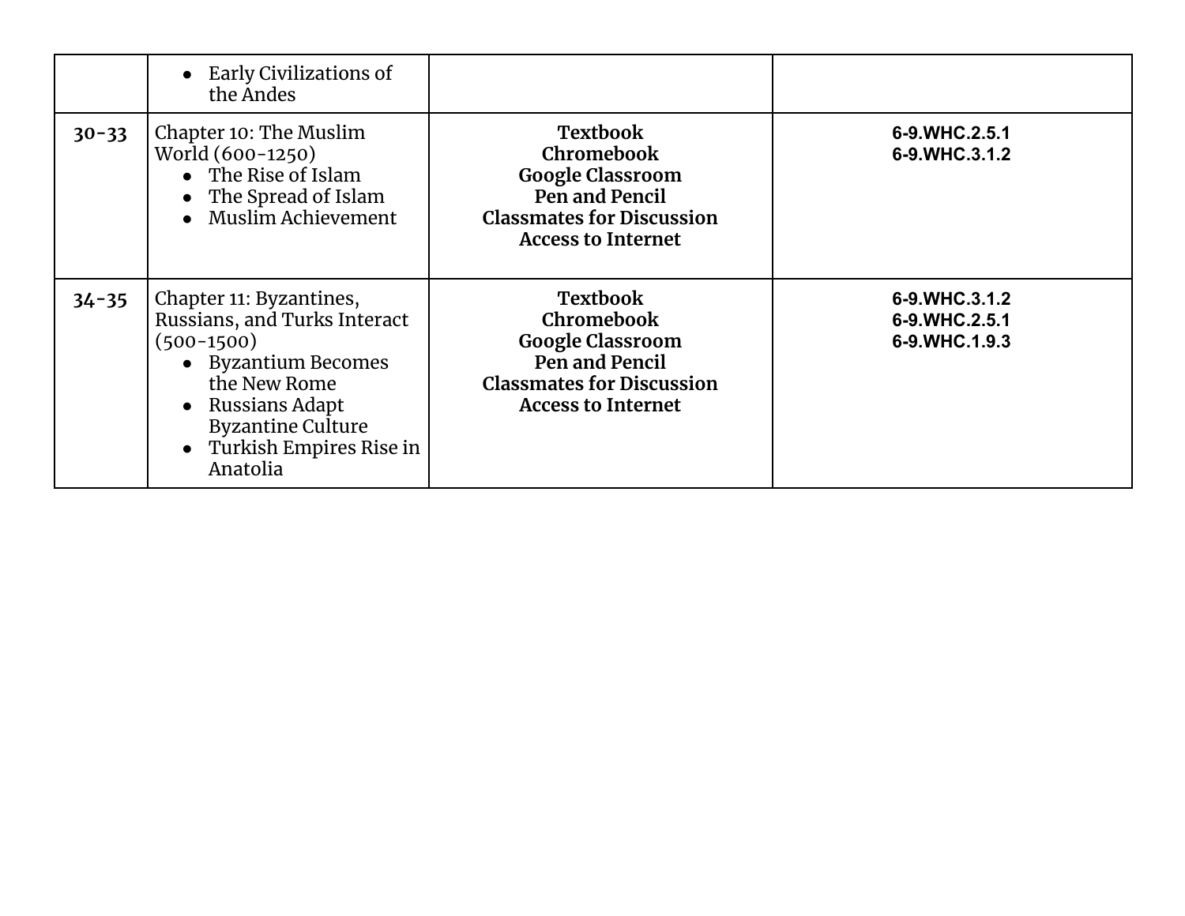| | | | |
|---|---|---|---|
| | • Early Civilizations of the Andes | | |
| **30-33** | Chapter 10: The Muslim World (600-1250)<br>• The Rise of Islam<br>• The Spread of Islam<br>• Muslim Achievement | **Textbook**<br>**Chromebook**<br>**Google Classroom**<br>**Pen and Pencil**<br>**Classmates for Discussion**<br>**Access to Internet** | **6-9.WHC.2.5.1**<br>**6-9.WHC.3.1.2** |
| **34-35** | Chapter 11: Byzantines, Russians, and Turks Interact (500-1500)<br>• Byzantium Becomes the New Rome<br>• Russians Adapt Byzantine Culture<br>• Turkish Empires Rise in Anatolia | **Textbook**<br>**Chromebook**<br>**Google Classroom**<br>**Pen and Pencil**<br>**Classmates for Discussion**<br>**Access to Internet** | **6-9.WHC.3.1.2**<br>**6-9.WHC.2.5.1**<br>**6-9.WHC.1.9.3** |